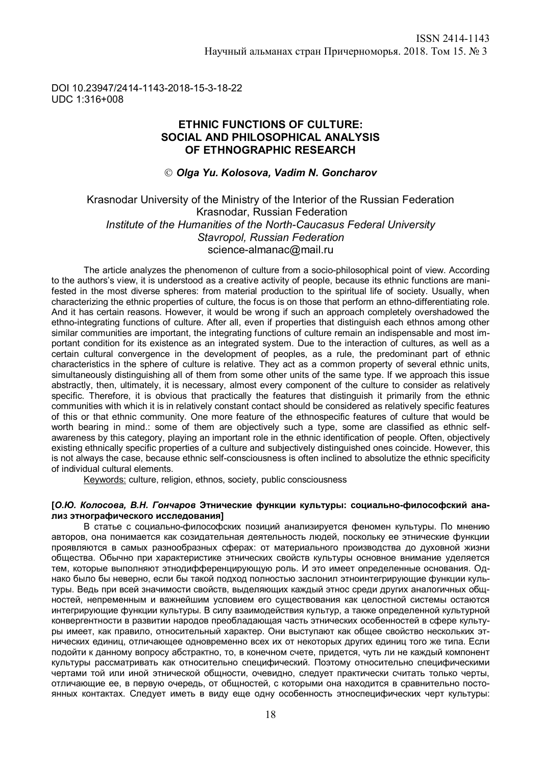DOI 10.23947/2414-1143-2018-15-3-18-22
UDC 1:316+008

# ETHNIC FUNCTIONS OF CULTURE: SOCIAL AND PHILOSOPHICAL ANALYSIS OF ETHNOGRAPHIC RESEARCH

© ***Olga Yu. Kolosova, Vadim N. Goncharov***

Krasnodar University of the Ministry of the Interior of the Russian Federation
Krasnodar, Russian Federation
*Institute of the Humanities of the North-Caucasus Federal University*
*Stavropol, Russian Federation*
science-almanac@mail.ru

The article analyzes the phenomenon of culture from a socio-philosophical point of view. According to the authors's view, it is understood as a creative activity of people, because its ethnic functions are manifested in the most diverse spheres: from material production to the spiritual life of society. Usually, when characterizing the ethnic properties of culture, the focus is on those that perform an ethno-differentiating role. And it has certain reasons. However, it would be wrong if such an approach completely overshadowed the ethno-integrating functions of culture. After all, even if properties that distinguish each ethnos among other similar communities are important, the integrating functions of culture remain an indispensable and most important condition for its existence as an integrated system. Due to the interaction of cultures, as well as a certain cultural convergence in the development of peoples, as a rule, the predominant part of ethnic characteristics in the sphere of culture is relative. They act as a common property of several ethnic units, simultaneously distinguishing all of them from some other units of the same type. If we approach this issue abstractly, then, ultimately, it is necessary, almost every component of the culture to consider as relatively specific. Therefore, it is obvious that practically the features that distinguish it primarily from the ethnic communities with which it is in relatively constant contact should be considered as relatively specific features of this or that ethnic community. One more feature of the ethnospecific features of culture that would be worth bearing in mind.: some of them are objectively such a type, some are classified as ethnic self-awareness by this category, playing an important role in the ethnic identification of people. Often, objectively existing ethnically specific properties of a culture and subjectively distinguished ones coincide. However, this is not always the case, because ethnic self-consciousness is often inclined to absolutize the ethnic specificity of individual cultural elements.

Keywords: culture, religion, ethnos, society, public consciousness

**[*О.Ю. Колосова, В.Н. Гончаров* Этнические функции культуры: социально-философский анализ этнографического исследования]**

В статье с социально-философских позиций анализируется феномен культуры. По мнению авторов, она понимается как созидательная деятельность людей, поскольку ее этнические функции проявляются в самых разнообразных сферах: от материального производства до духовной жизни общества. Обычно при характеристике этнических свойств культуры основное внимание уделяется тем, которые выполняют этнодифференцирующую роль. И это имеет определенные основания. Однако было бы неверно, если бы такой подход полностью заслонил этноинтегрирующие функции культуры. Ведь при всей значимости свойств, выделяющих каждый этнос среди других аналогичных общностей, непременным и важнейшим условием его существования как целостной системы остаются интегрирующие функции культуры. В силу взаимодействия культур, а также определенной культурной конвергентности в развитии народов преобладающая часть этнических особенностей в сфере культуры имеет, как правило, относительный характер. Они выступают как общее свойство нескольких этнических единиц, отличающее одновременно всех их от некоторых других единиц того же типа. Если подойти к данному вопросу абстрактно, то, в конечном счете, придется, чуть ли не каждый компонент культуры рассматривать как относительно специфический. Поэтому относительно специфическими чертами той или иной этнической общности, очевидно, следует практически считать только черты, отличающие ее, в первую очередь, от общностей, с которыми она находится в сравнительно постоянных контактах. Следует иметь в виду еще одну особенность этноспецифических черт культуры: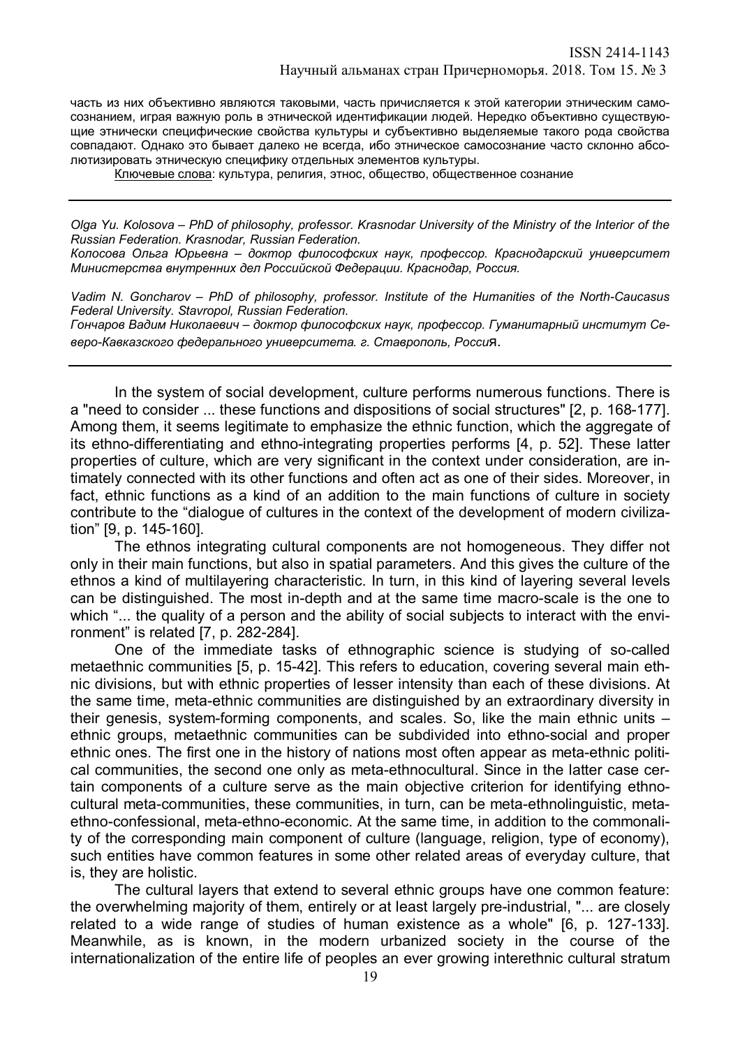часть из них объективно являются таковыми, часть причисляется к этой категории этническим самосознанием, играя важную роль в этнической идентификации людей. Нередко объективно существующие этнически специфические свойства культуры и субъективно выделяемые такого рода свойства совпадают. Однако это бывает далеко не всегда, ибо этническое самосознание часто склонно абсолютизировать этническую специфику отдельных элементов культуры.

Ключевые слова: культура, религия, этнос, общество, общественное сознание

---

*Olga Yu. Kolosova – PhD of philosophy, professor. Krasnodar University of the Ministry of the Interior of the Russian Federation. Krasnodar, Russian Federation.*
*Колосова Ольга Юрьевна – доктор философских наук, профессор. Краснодарский университет Министерства внутренних дел Российской Федерации. Краснодар, Россия.*

*Vadim N. Goncharov – PhD of philosophy, professor. Institute of the Humanities of the North-Caucasus Federal University. Stavropol, Russian Federation.*
*Гончаров Вадим Николаевич – доктор философских наук, профессор. Гуманитарный институт Северо-Кавказского федерального университета. г. Ставрополь, Россия.*

---

In the system of social development, culture performs numerous functions. There is a "need to consider ... these functions and dispositions of social structures" [2, p. 168-177]. Among them, it seems legitimate to emphasize the ethnic function, which the aggregate of its ethno-differentiating and ethno-integrating properties performs [4, p. 52]. These latter properties of culture, which are very significant in the context under consideration, are intimately connected with its other functions and often act as one of their sides. Moreover, in fact, ethnic functions as a kind of an addition to the main functions of culture in society contribute to the "dialogue of cultures in the context of the development of modern civilization" [9, p. 145-160].

The ethnos integrating cultural components are not homogeneous. They differ not only in their main functions, but also in spatial parameters. And this gives the culture of the ethnos a kind of multilayering characteristic. In turn, in this kind of layering several levels can be distinguished. The most in-depth and at the same time macro-scale is the one to which "... the quality of a person and the ability of social subjects to interact with the environment" is related [7, p. 282-284].

One of the immediate tasks of ethnographic science is studying of so-called metaethnic communities [5, p. 15-42]. This refers to education, covering several main ethnic divisions, but with ethnic properties of lesser intensity than each of these divisions. At the same time, meta-ethnic communities are distinguished by an extraordinary diversity in their genesis, system-forming components, and scales. So, like the main ethnic units – ethnic groups, metaethnic communities can be subdivided into ethno-social and proper ethnic ones. The first one in the history of nations most often appear as meta-ethnic political communities, the second one only as meta-ethnocultural. Since in the latter case certain components of a culture serve as the main objective criterion for identifying ethnocultural meta-communities, these communities, in turn, can be meta-ethnolinguistic, meta-ethno-confessional, meta-ethno-economic. At the same time, in addition to the commonality of the corresponding main component of culture (language, religion, type of economy), such entities have common features in some other related areas of everyday culture, that is, they are holistic.

The cultural layers that extend to several ethnic groups have one common feature: the overwhelming majority of them, entirely or at least largely pre-industrial, "... are closely related to a wide range of studies of human existence as a whole" [6, p. 127-133]. Meanwhile, as is known, in the modern urbanized society in the course of the internationalization of the entire life of peoples an ever growing interethnic cultural stratum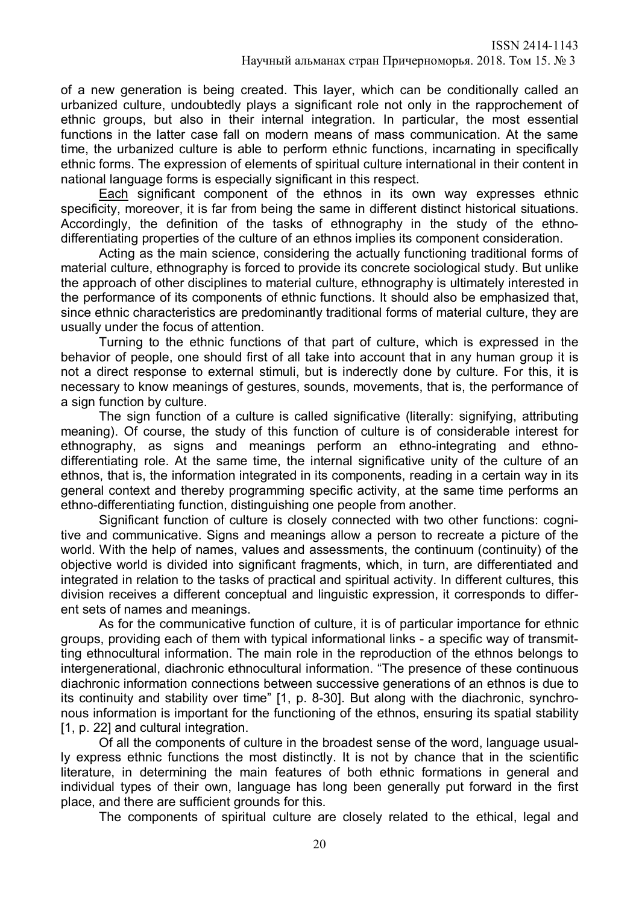of a new generation is being created. This layer, which can be conditionally called an urbanized culture, undoubtedly plays a significant role not only in the rapprochement of ethnic groups, but also in their internal integration. In particular, the most essential functions in the latter case fall on modern means of mass communication. At the same time, the urbanized culture is able to perform ethnic functions, incarnating in specifically ethnic forms. The expression of elements of spiritual culture international in their content in national language forms is especially significant in this respect.

Each significant component of the ethnos in its own way expresses ethnic specificity, moreover, it is far from being the same in different distinct historical situations. Accordingly, the definition of the tasks of ethnography in the study of the ethno-differentiating properties of the culture of an ethnos implies its component consideration.

Acting as the main science, considering the actually functioning traditional forms of material culture, ethnography is forced to provide its concrete sociological study. But unlike the approach of other disciplines to material culture, ethnography is ultimately interested in the performance of its components of ethnic functions. It should also be emphasized that, since ethnic characteristics are predominantly traditional forms of material culture, they are usually under the focus of attention.

Turning to the ethnic functions of that part of culture, which is expressed in the behavior of people, one should first of all take into account that in any human group it is not a direct response to external stimuli, but is inderectly done by culture. For this, it is necessary to know meanings of gestures, sounds, movements, that is, the performance of a sign function by culture.

The sign function of a culture is called significative (literally: signifying, attributing meaning). Of course, the study of this function of culture is of considerable interest for ethnography, as signs and meanings perform an ethno-integrating and ethno-differentiating role. At the same time, the internal significative unity of the culture of an ethnos, that is, the information integrated in its components, reading in a certain way in its general context and thereby programming specific activity, at the same time performs an ethno-differentiating function, distinguishing one people from another.

Significant function of culture is closely connected with two other functions: cognitive and communicative. Signs and meanings allow a person to recreate a picture of the world. With the help of names, values and assessments, the continuum (continuity) of the objective world is divided into significant fragments, which, in turn, are differentiated and integrated in relation to the tasks of practical and spiritual activity. In different cultures, this division receives a different conceptual and linguistic expression, it corresponds to different sets of names and meanings.

As for the communicative function of culture, it is of particular importance for ethnic groups, providing each of them with typical informational links - a specific way of transmitting ethnocultural information. The main role in the reproduction of the ethnos belongs to intergenerational, diachronic ethnocultural information. "The presence of these continuous diachronic information connections between successive generations of an ethnos is due to its continuity and stability over time" [1, p. 8-30]. But along with the diachronic, synchronous information is important for the functioning of the ethnos, ensuring its spatial stability [1, p. 22] and cultural integration.

Of all the components of culture in the broadest sense of the word, language usually express ethnic functions the most distinctly. It is not by chance that in the scientific literature, in determining the main features of both ethnic formations in general and individual types of their own, language has long been generally put forward in the first place, and there are sufficient grounds for this.

The components of spiritual culture are closely related to the ethical, legal and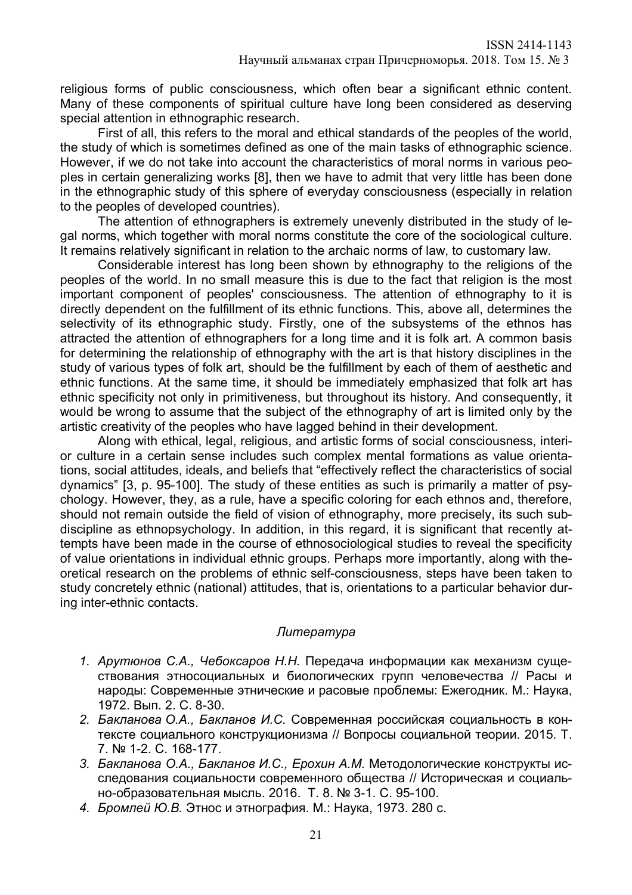religious forms of public consciousness, which often bear a significant ethnic content. Many of these components of spiritual culture have long been considered as deserving special attention in ethnographic research.

First of all, this refers to the moral and ethical standards of the peoples of the world, the study of which is sometimes defined as one of the main tasks of ethnographic science. However, if we do not take into account the characteristics of moral norms in various peoples in certain generalizing works [8], then we have to admit that very little has been done in the ethnographic study of this sphere of everyday consciousness (especially in relation to the peoples of developed countries).

The attention of ethnographers is extremely unevenly distributed in the study of legal norms, which together with moral norms constitute the core of the sociological culture. It remains relatively significant in relation to the archaic norms of law, to customary law.

Considerable interest has long been shown by ethnography to the religions of the peoples of the world. In no small measure this is due to the fact that religion is the most important component of peoples' consciousness. The attention of ethnography to it is directly dependent on the fulfillment of its ethnic functions. This, above all, determines the selectivity of its ethnographic study. Firstly, one of the subsystems of the ethnos has attracted the attention of ethnographers for a long time and it is folk art. A common basis for determining the relationship of ethnography with the art is that history disciplines in the study of various types of folk art, should be the fulfillment by each of them of aesthetic and ethnic functions. At the same time, it should be immediately emphasized that folk art has ethnic specificity not only in primitiveness, but throughout its history. And consequently, it would be wrong to assume that the subject of the ethnography of art is limited only by the artistic creativity of the peoples who have lagged behind in their development.

Along with ethical, legal, religious, and artistic forms of social consciousness, interior culture in a certain sense includes such complex mental formations as value orientations, social attitudes, ideals, and beliefs that "effectively reflect the characteristics of social dynamics" [3, p. 95-100]. The study of these entities as such is primarily a matter of psychology. However, they, as a rule, have a specific coloring for each ethnos and, therefore, should not remain outside the field of vision of ethnography, more precisely, its such subdiscipline as ethnopsychology. In addition, in this regard, it is significant that recently attempts have been made in the course of ethnosociological studies to reveal the specificity of value orientations in individual ethnic groups. Perhaps more importantly, along with theoretical research on the problems of ethnic self-consciousness, steps have been taken to study concretely ethnic (national) attitudes, that is, orientations to a particular behavior during inter-ethnic contacts.

### *Литература*

1. *Арутюнов С.А., Чебоксаров Н.Н.* Передача информации как механизм существования этносоциальных и биологических групп человечества // Расы и народы: Современные этнические и расовые проблемы: Ежегодник. М.: Наука, 1972. Вып. 2. С. 8-30.
2. *Бакланова О.А., Бакланов И.С.* Современная российская социальность в контексте социального конструкционизма // Вопросы социальной теории. 2015. Т. 7. № 1-2. С. 168-177.
3. *Бакланова О.А., Бакланов И.С., Ерохин А.М.* Методологические конструкты исследования социальности современного общества // Историческая и социально-образовательная мысль. 2016. Т. 8. № 3-1. С. 95-100.
4. *Бромлей Ю.В.* Этнос и этнография. М.: Наука, 1973. 280 с.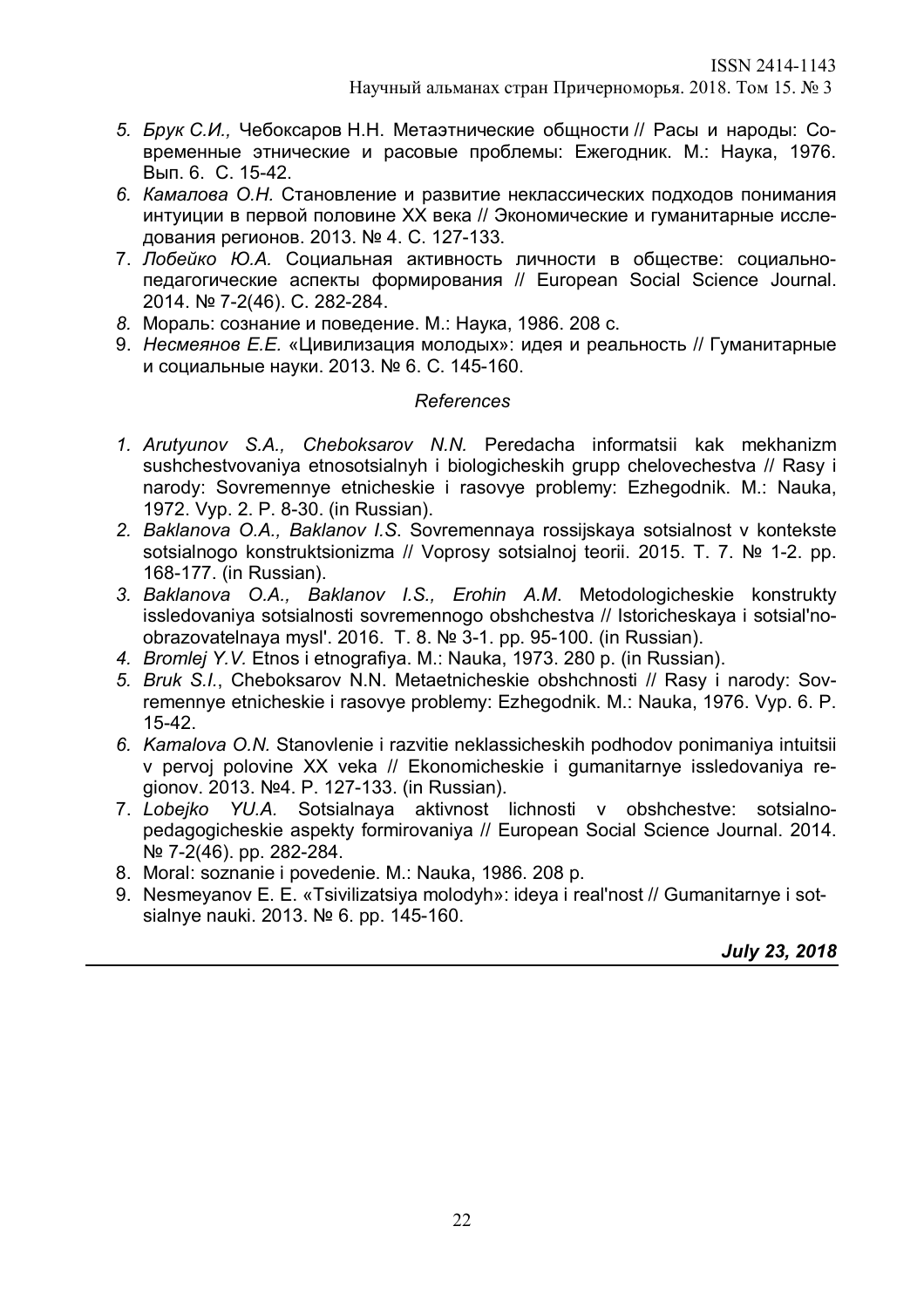5. *Брук С.И.,* Чебоксаров Н.Н. Метаэтнические общности // Расы и народы: Современные этнические и расовые проблемы: Ежегодник. М.: Наука, 1976. Вып. 6. С. 15-42.
6. *Камалова О.Н.* Становление и развитие неклассических подходов понимания интуиции в первой половине XX века // Экономические и гуманитарные исследования регионов. 2013. № 4. С. 127-133.
7. *Лобейко Ю.А.* Социальная активность личности в обществе: социально-педагогические аспекты формирования // European Social Science Journal. 2014. № 7-2(46). С. 282-284.
8. Мораль: сознание и поведение. М.: Наука, 1986. 208 с.
9. *Несмеянов Е.Е.* «Цивилизация молодых»: идея и реальность // Гуманитарные и социальные науки. 2013. № 6. С. 145-160.

*References*

1. *Arutyunov S.A., Cheboksarov N.N.* Peredacha informatsii kak mekhanizm sushchestvovaniya etnosotsialnyh i biologicheskih grupp chelovechestva // Rasy i narody: Sovremennye etnicheskie i rasovye problemy: Ezhegodnik. M.: Nauka, 1972. Vyp. 2. P. 8-30. (in Russian).
2. *Baklanova O.A., Baklanov I.S.* Sovremennaya rossijskaya sotsialnost v kontekste sotsialnogo konstruktsionizma // Voprosy sotsialnoj teorii. 2015. T. 7. № 1-2. pp. 168-177. (in Russian).
3. *Baklanova O.A., Baklanov I.S., Erohin A.M.* Metodologicheskie konstrukty issledovaniya sotsialnosti sovremennogo obshchestva // Istoricheskaya i sotsial'no-obrazovatelnaya mysl'. 2016. T. 8. № 3-1. pp. 95-100. (in Russian).
4. *Bromlej Y.V.* Etnos i etnografiya. M.: Nauka, 1973. 280 p. (in Russian).
5. *Bruk S.I.*, Cheboksarov N.N. Metaetnicheskie obshchnosti // Rasy i narody: Sovremennye etnicheskie i rasovye problemy: Ezhegodnik. M.: Nauka, 1976. Vyp. 6. P. 15-42.
6. *Kamalova O.N.* Stanovlenie i razvitie neklassicheskih podhodov ponimaniya intuitsii v pervoj polovine XX veka // Ekonomicheskie i gumanitarnye issledovaniya regionov. 2013. №4. P. 127-133. (in Russian).
7. *Lobejko YU.A.* Sotsialnaya aktivnost lichnosti v obshchestve: sotsialno-pedagogicheskie aspekty formirovaniya // European Social Science Journal. 2014. № 7-2(46). pp. 282-284.
8. Moral: soznanie i povedenie. M.: Nauka, 1986. 208 p.
9. Nesmeyanov E. E. «Tsivilizatsiya molodyh»: ideya i real'nost // Gumanitarnye i sotsialnye nauki. 2013. № 6. pp. 145-160.

***July 23, 2018***